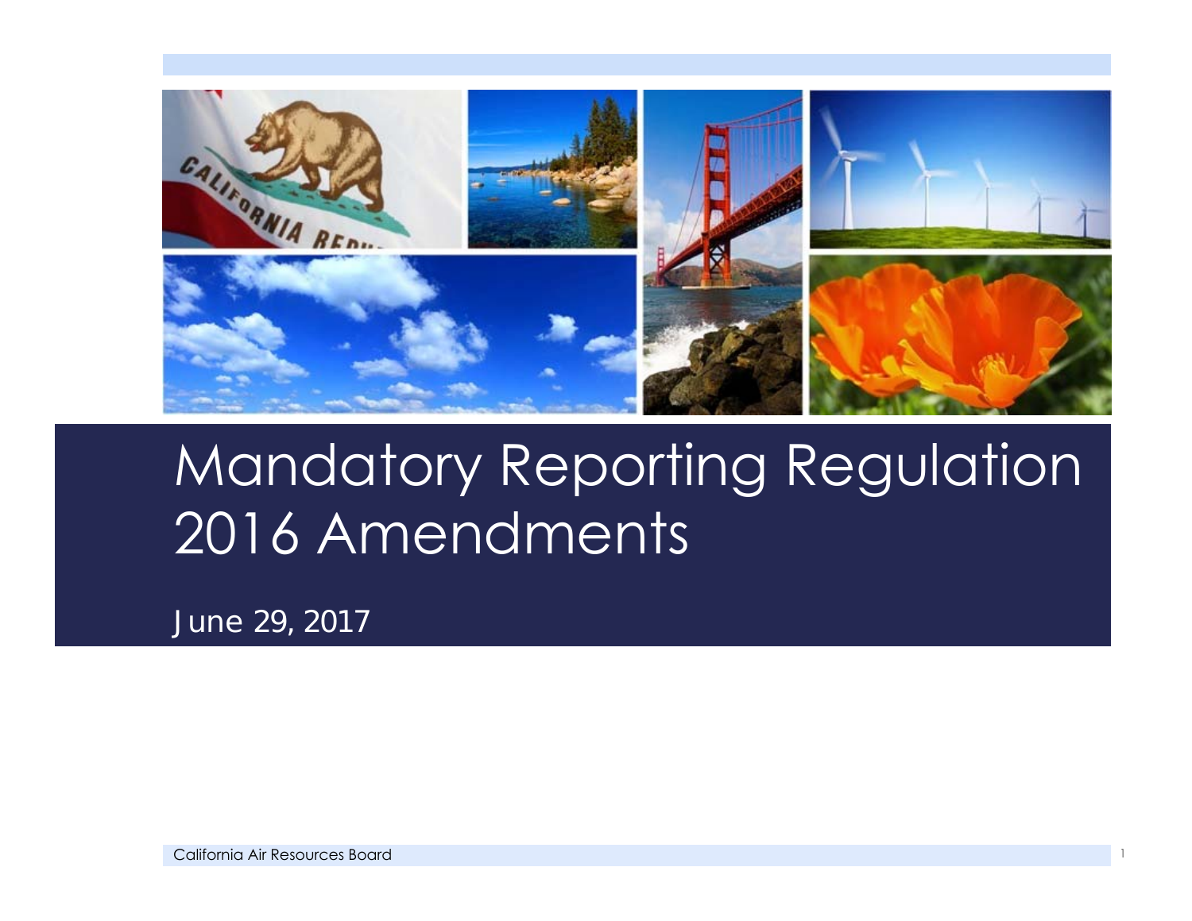# Mandatory Reporting Regulation 2016 Amendments

June 29, 2017

California Air Resources Board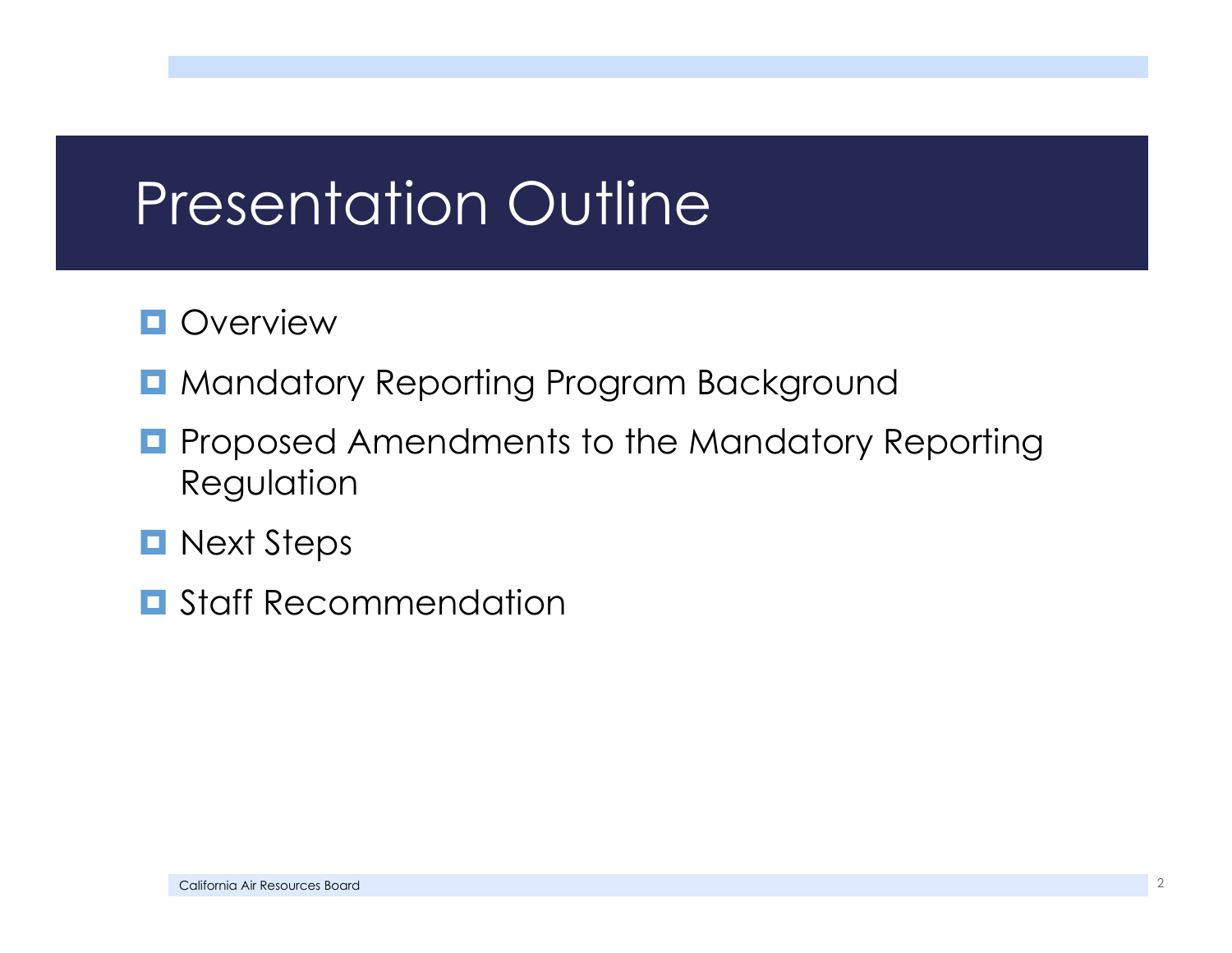# Presentation Outline

- Overview
- Mandatory Reporting Program Background
- Proposed Amendments to the Mandatory Reporting Regulation
- Next Steps
- Staff Recommendation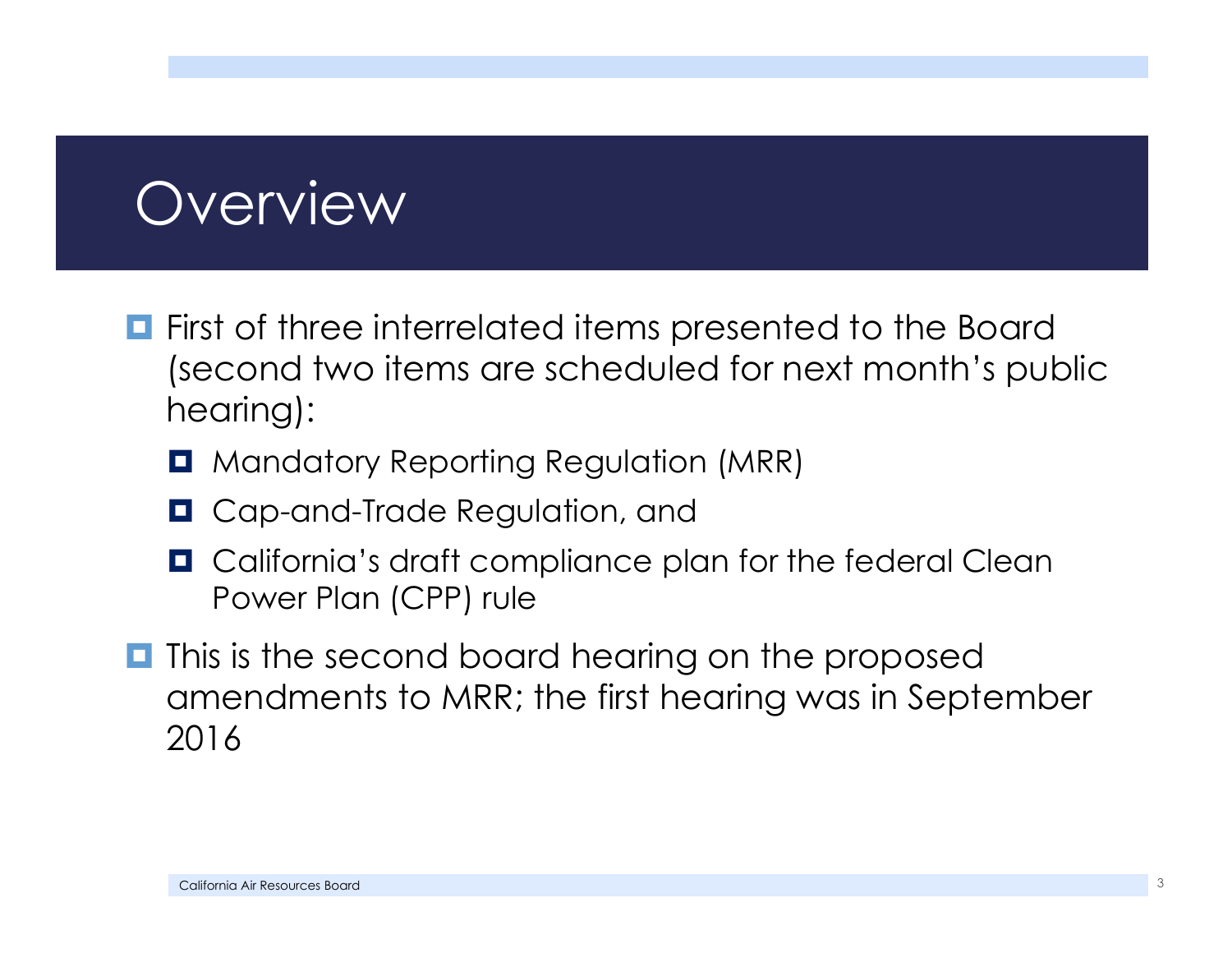# Overview

- First of three interrelated items presented to the Board (second two items are scheduled for next month's public hearing):
  - Mandatory Reporting Regulation (MRR)
  - Cap-and-Trade Regulation, and
  - California's draft compliance plan for the federal Clean Power Plan (CPP) rule
- This is the second board hearing on the proposed amendments to MRR; the first hearing was in September 2016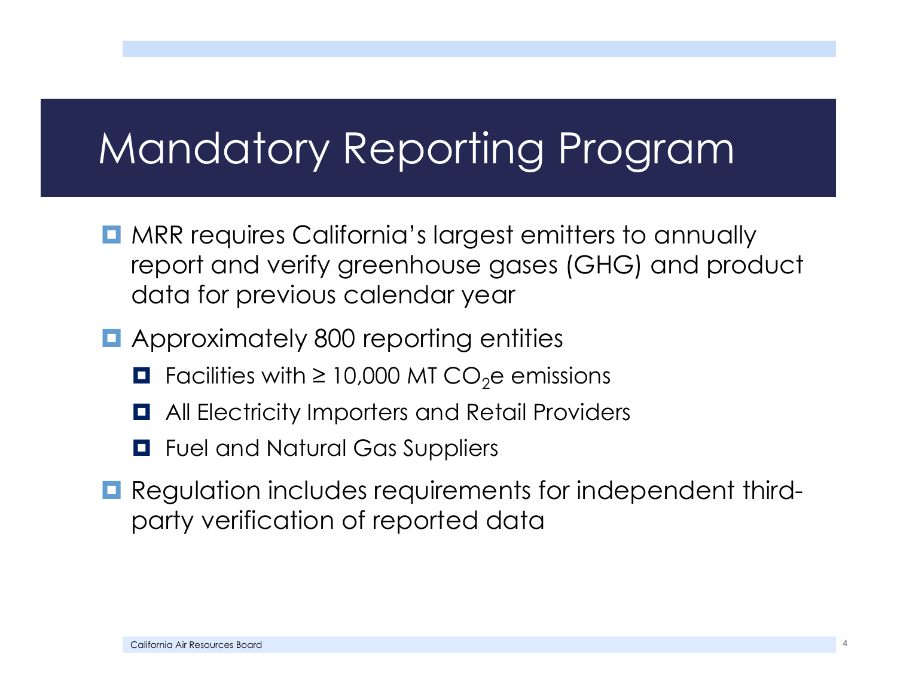# Mandatory Reporting Program

- MRR requires California's largest emitters to annually report and verify greenhouse gases (GHG) and product data for previous calendar year
- Approximately 800 reporting entities
  - Facilities with ≥ 10,000 MT $CO_2$e emissions
  - All Electricity Importers and Retail Providers
  - Fuel and Natural Gas Suppliers
- Regulation includes requirements for independent third-party verification of reported data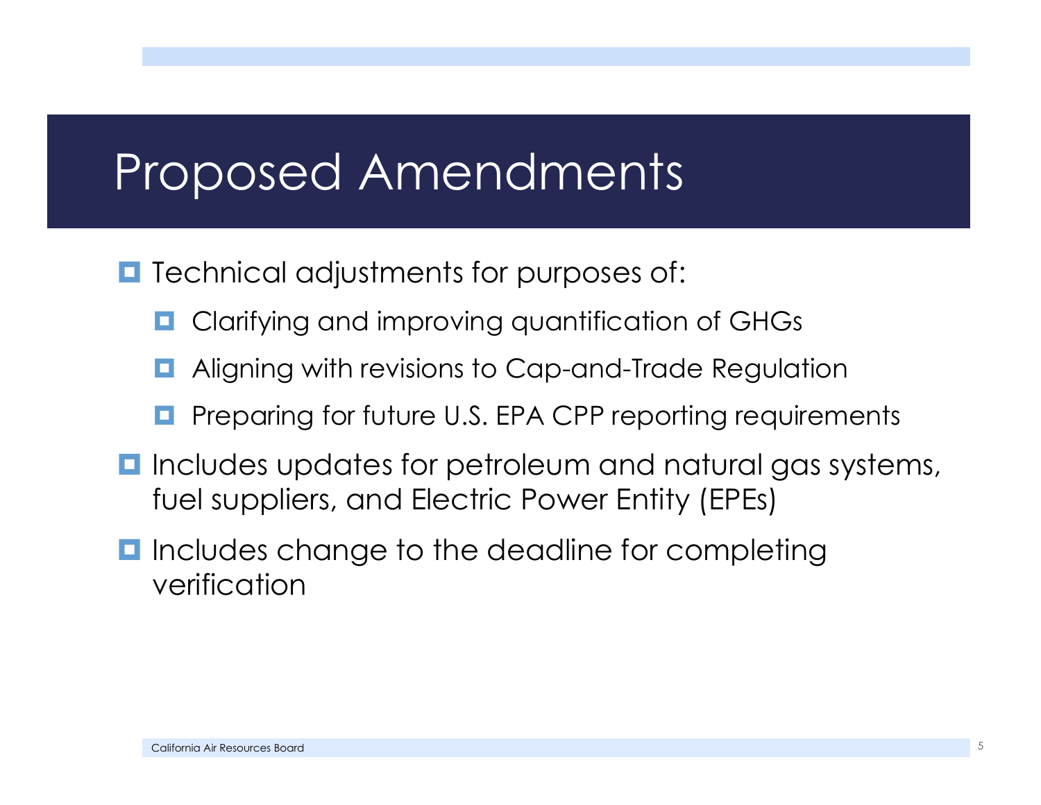# Proposed Amendments

- Technical adjustments for purposes of:
  - Clarifying and improving quantification of GHGs
  - Aligning with revisions to Cap-and-Trade Regulation
  - Preparing for future U.S. EPA CPP reporting requirements
- Includes updates for petroleum and natural gas systems, fuel suppliers, and Electric Power Entity (EPEs)
- Includes change to the deadline for completing verification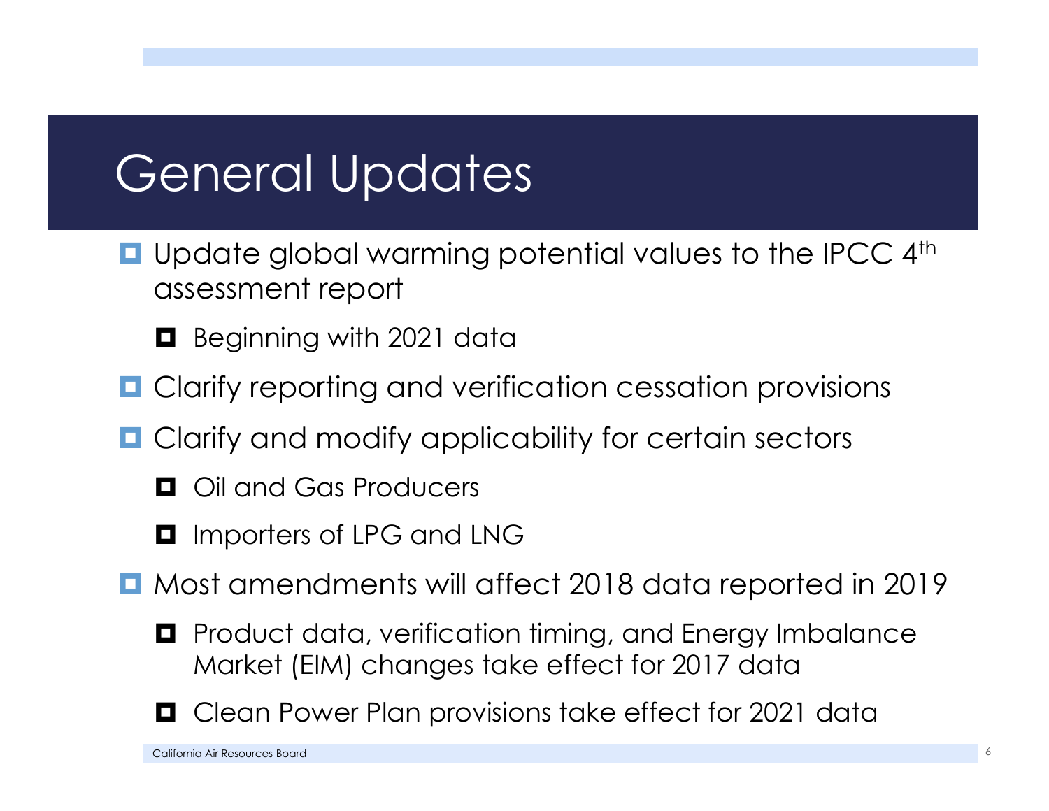# General Updates

- Update global warming potential values to the IPCC 4th assessment report
  - Beginning with 2021 data
- Clarify reporting and verification cessation provisions
- Clarify and modify applicability for certain sectors
  - Oil and Gas Producers
  - Importers of LPG and LNG
- Most amendments will affect 2018 data reported in 2019
  - Product data, verification timing, and Energy Imbalance Market (EIM) changes take effect for 2017 data
  - Clean Power Plan provisions take effect for 2021 data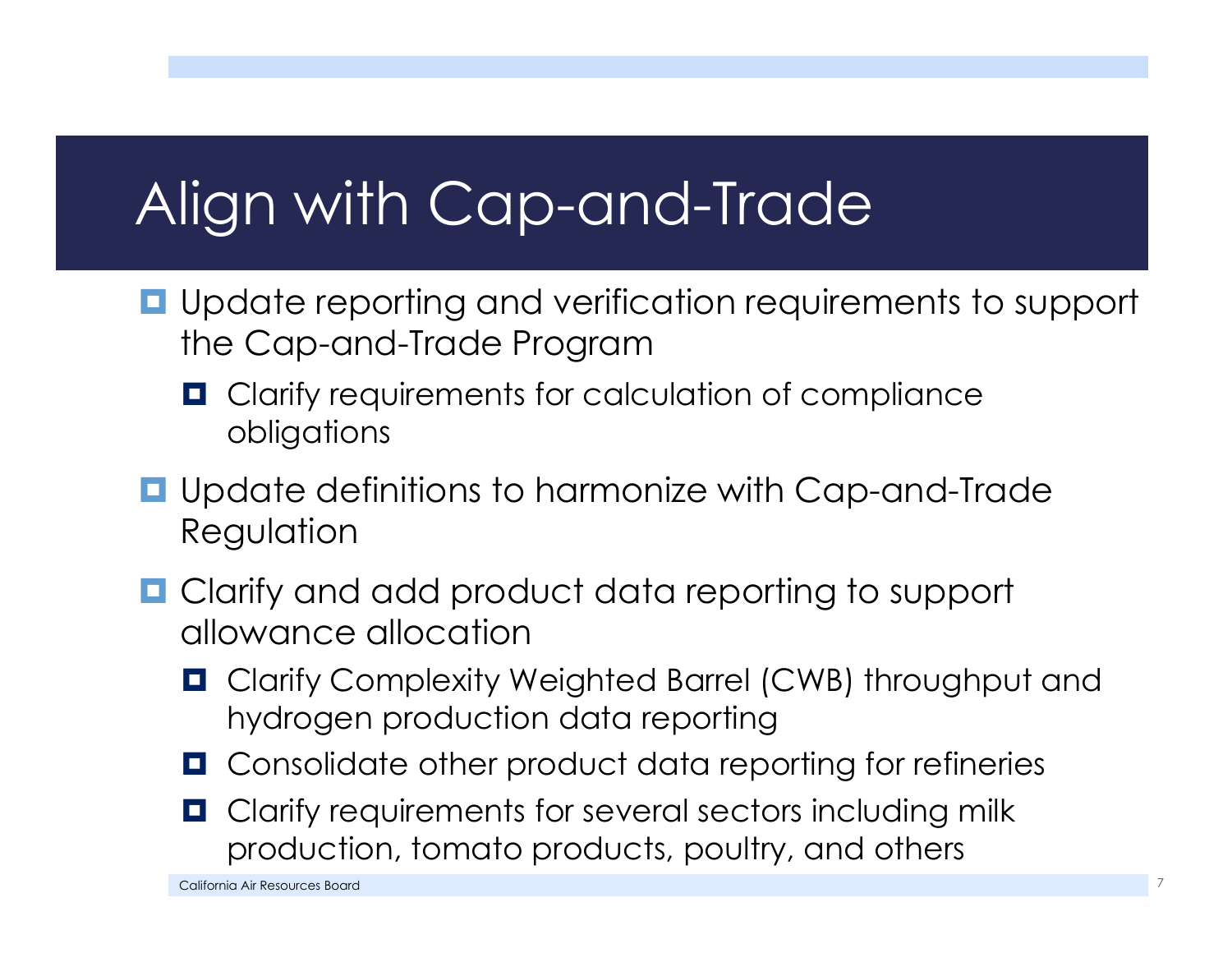# Align with Cap-and-Trade

- Update reporting and verification requirements to support the Cap-and-Trade Program
  - Clarify requirements for calculation of compliance obligations
- Update definitions to harmonize with Cap-and-Trade Regulation
- Clarify and add product data reporting to support allowance allocation
  - Clarify Complexity Weighted Barrel (CWB) throughput and hydrogen production data reporting
  - Consolidate other product data reporting for refineries
  - Clarify requirements for several sectors including milk production, tomato products, poultry, and others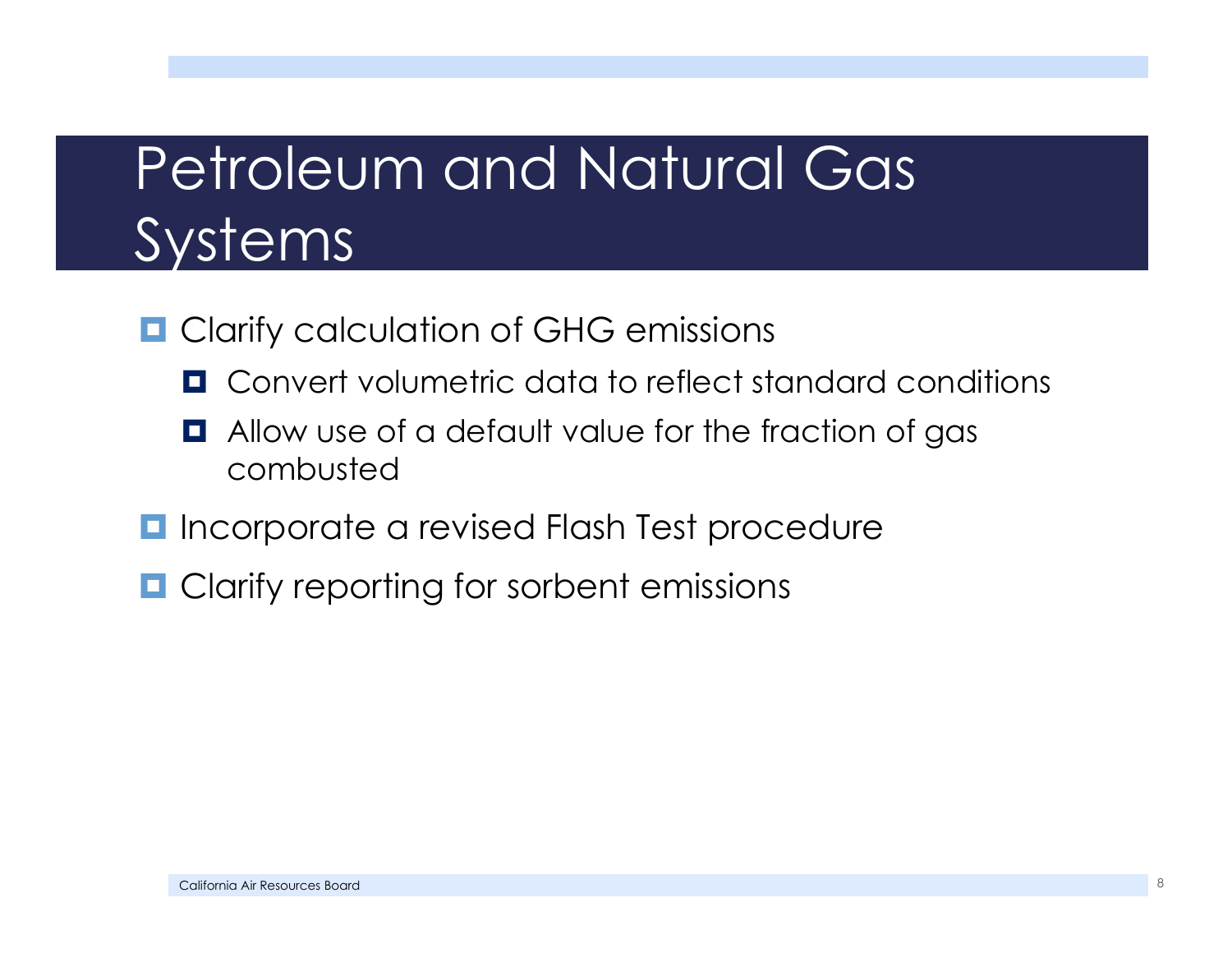# Petroleum and Natural Gas Systems

- Clarify calculation of GHG emissions
  - Convert volumetric data to reflect standard conditions
  - Allow use of a default value for the fraction of gas combusted
- Incorporate a revised Flash Test procedure
- Clarify reporting for sorbent emissions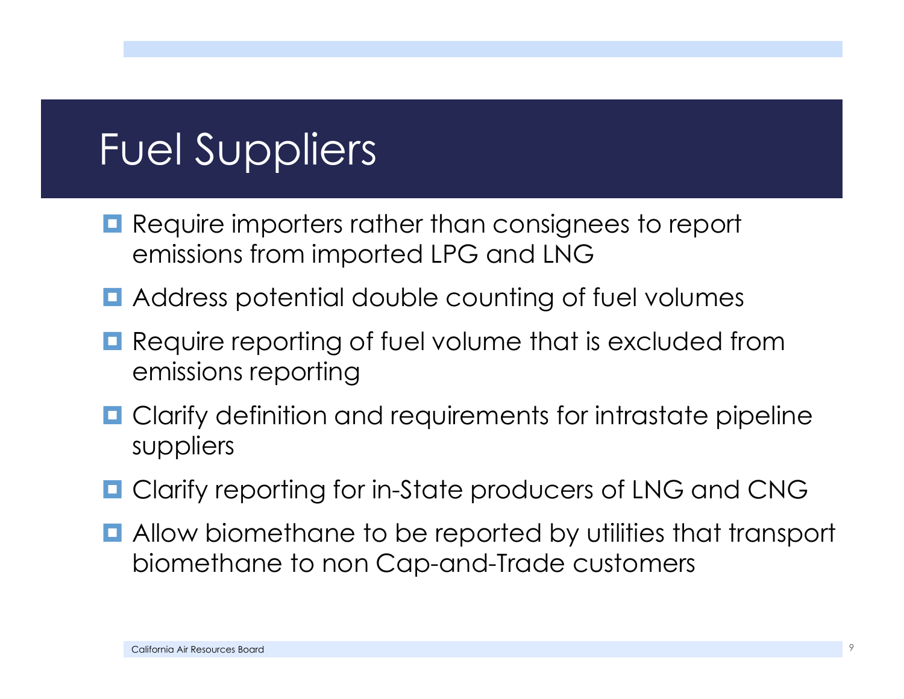# Fuel Suppliers

- Require importers rather than consignees to report emissions from imported LPG and LNG
- Address potential double counting of fuel volumes
- Require reporting of fuel volume that is excluded from emissions reporting
- Clarify definition and requirements for intrastate pipeline suppliers
- Clarify reporting for in-State producers of LNG and CNG
- Allow biomethane to be reported by utilities that transport biomethane to non Cap-and-Trade customers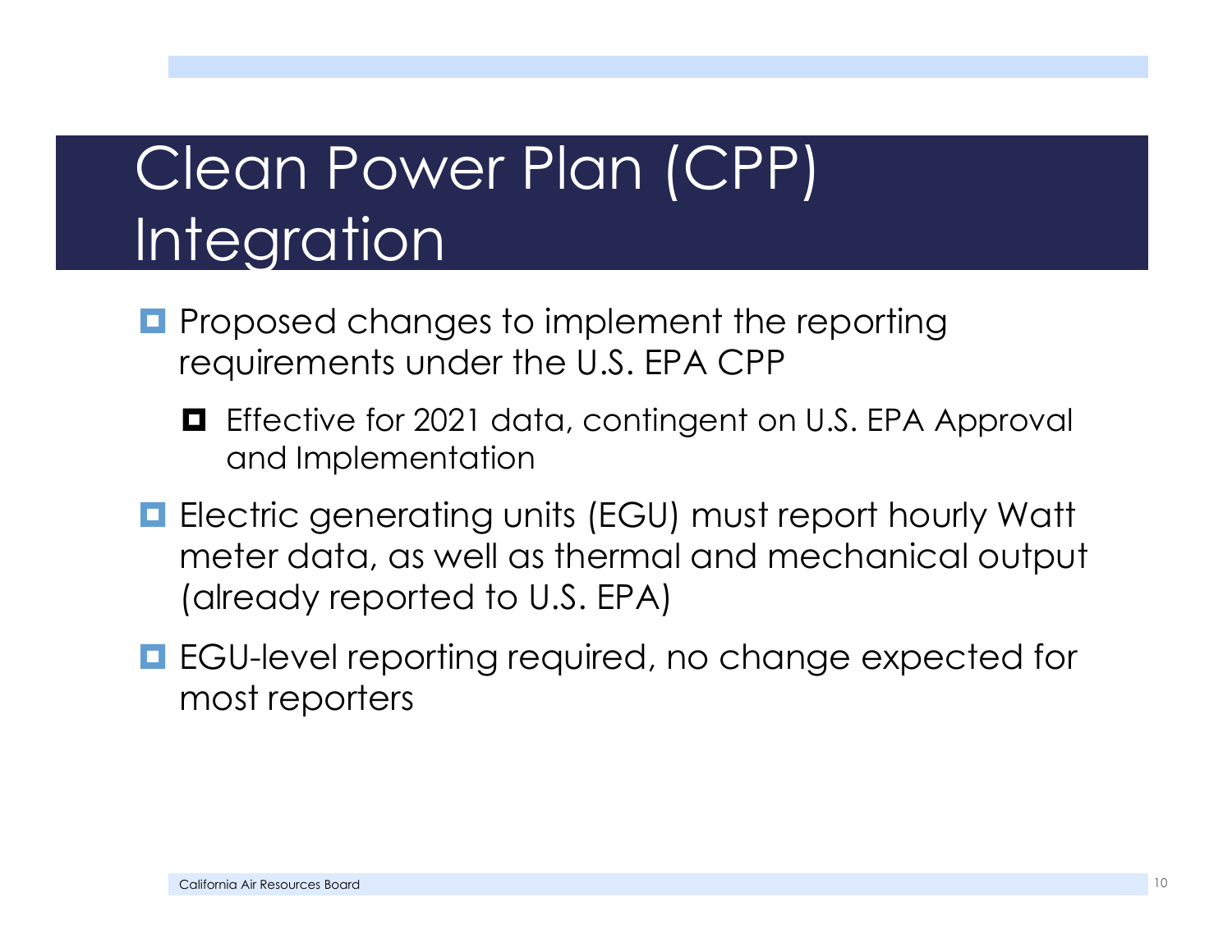# Clean Power Plan (CPP) Integration

- Proposed changes to implement the reporting requirements under the U.S. EPA CPP
  - Effective for 2021 data, contingent on U.S. EPA Approval and Implementation
- Electric generating units (EGU) must report hourly Watt meter data, as well as thermal and mechanical output (already reported to U.S. EPA)
- EGU-level reporting required, no change expected for most reporters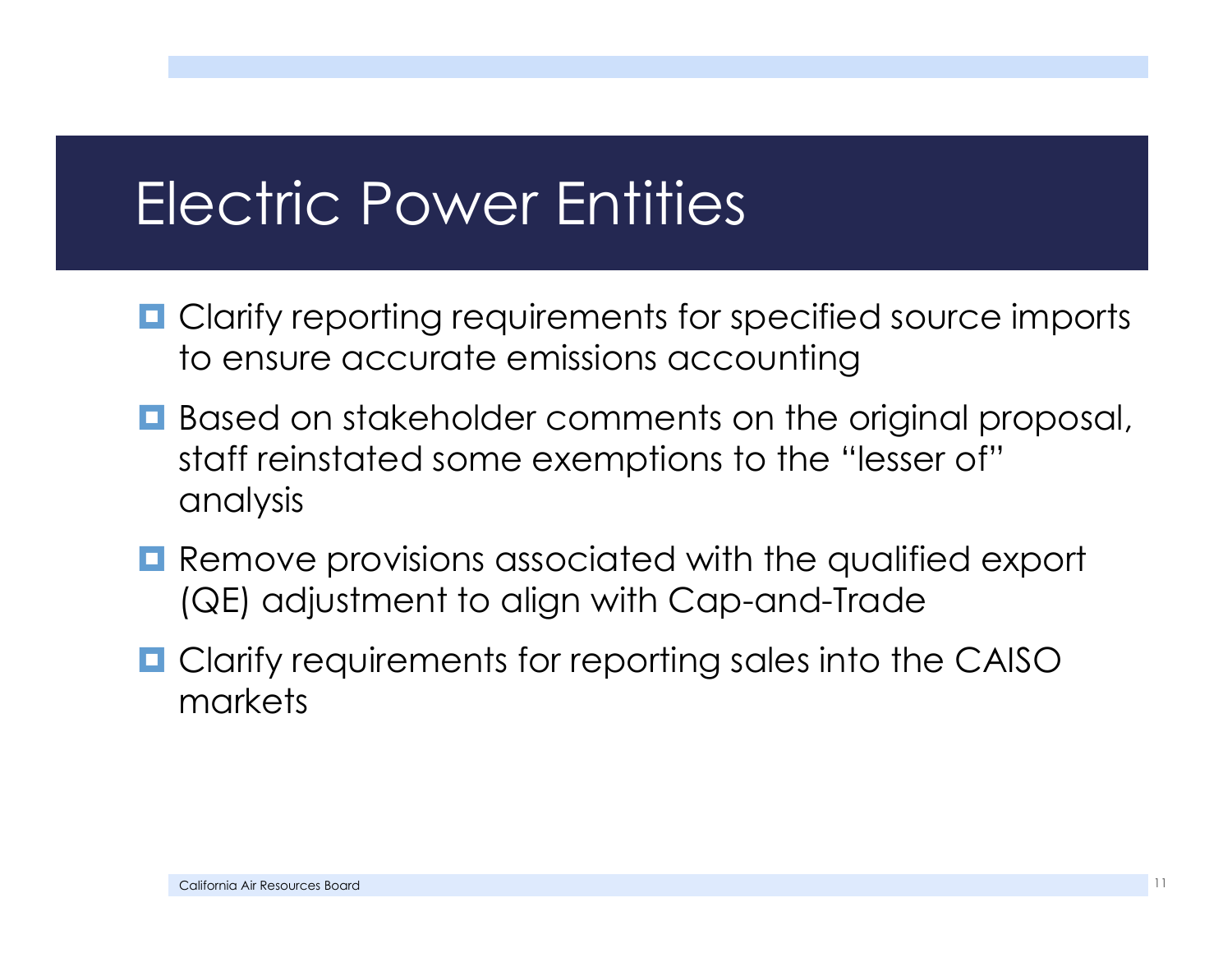# Electric Power Entities

- Clarify reporting requirements for specified source imports to ensure accurate emissions accounting
- Based on stakeholder comments on the original proposal, staff reinstated some exemptions to the "lesser of" analysis
- Remove provisions associated with the qualified export (QE) adjustment to align with Cap-and-Trade
- Clarify requirements for reporting sales into the CAISO markets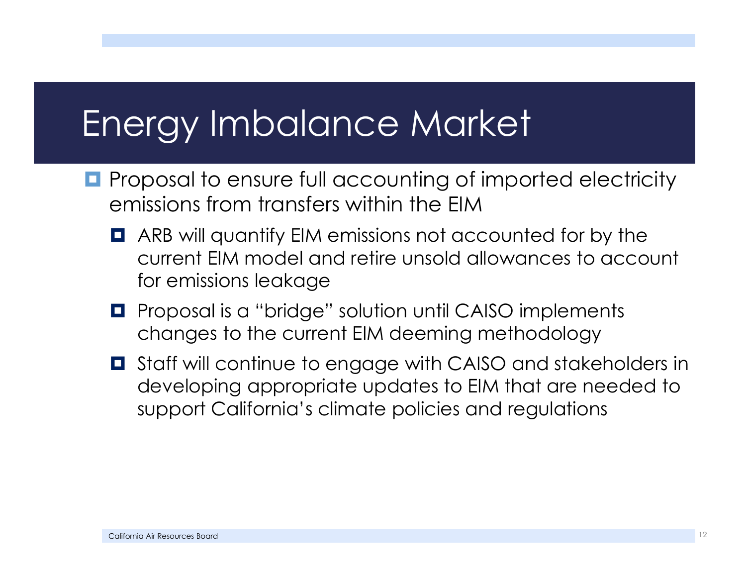# Energy Imbalance Market

- Proposal to ensure full accounting of imported electricity emissions from transfers within the EIM
  - ARB will quantify EIM emissions not accounted for by the current EIM model and retire unsold allowances to account for emissions leakage
  - Proposal is a "bridge" solution until CAISO implements changes to the current EIM deeming methodology
  - Staff will continue to engage with CAISO and stakeholders in developing appropriate updates to EIM that are needed to support California's climate policies and regulations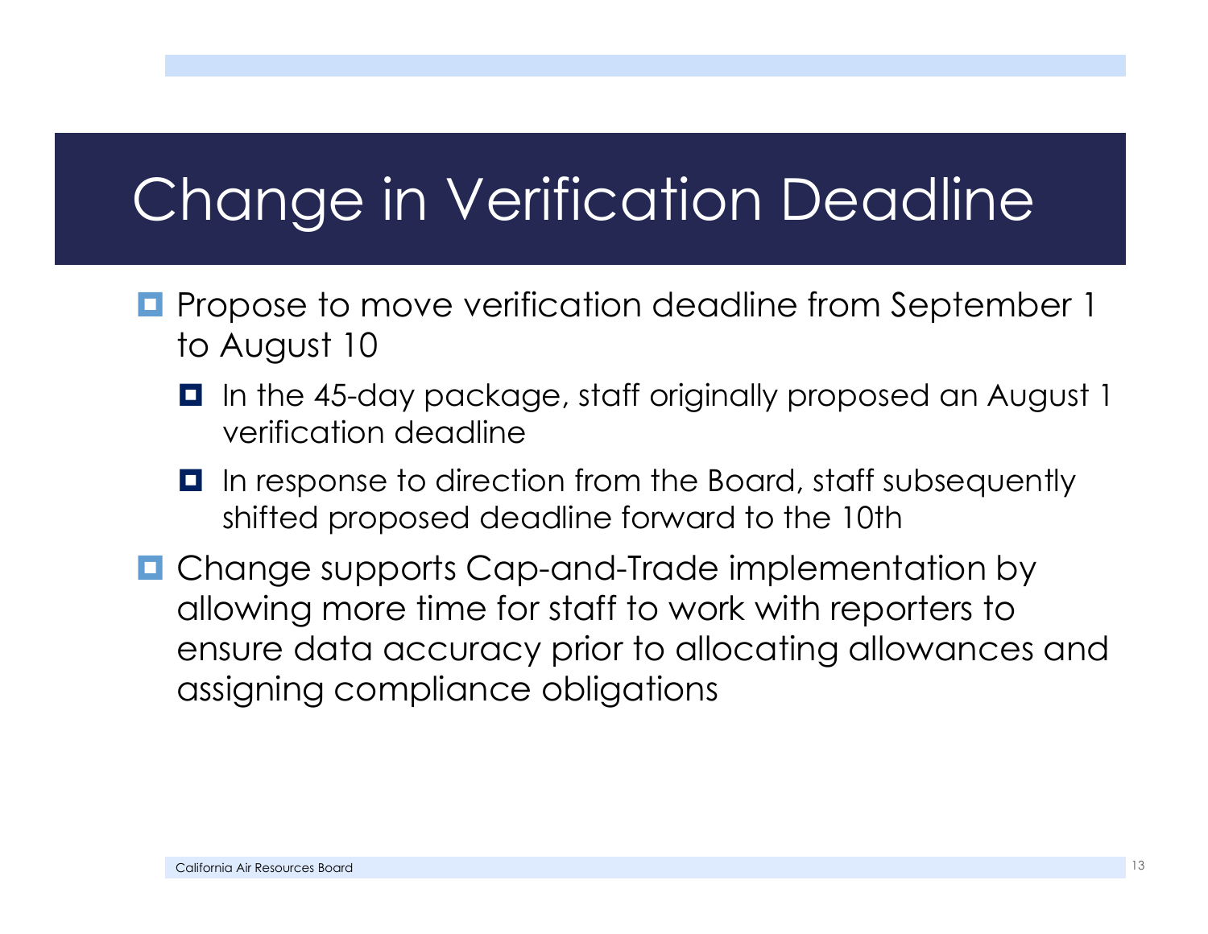# Change in Verification Deadline

- Propose to move verification deadline from September 1 to August 10
  - In the 45-day package, staff originally proposed an August 1 verification deadline
  - In response to direction from the Board, staff subsequently shifted proposed deadline forward to the 10th
- Change supports Cap-and-Trade implementation by allowing more time for staff to work with reporters to ensure data accuracy prior to allocating allowances and assigning compliance obligations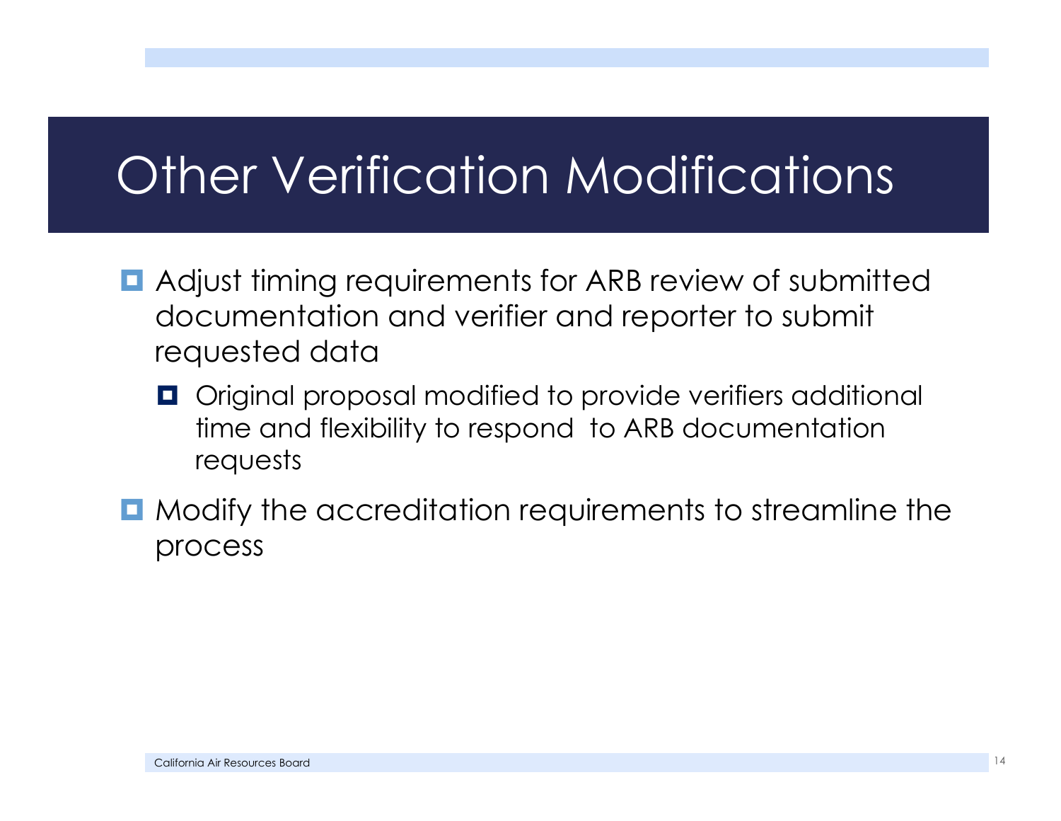# Other Verification Modifications

- Adjust timing requirements for ARB review of submitted documentation and verifier and reporter to submit requested data
  - Original proposal modified to provide verifiers additional time and flexibility to respond to ARB documentation requests
- Modify the accreditation requirements to streamline the process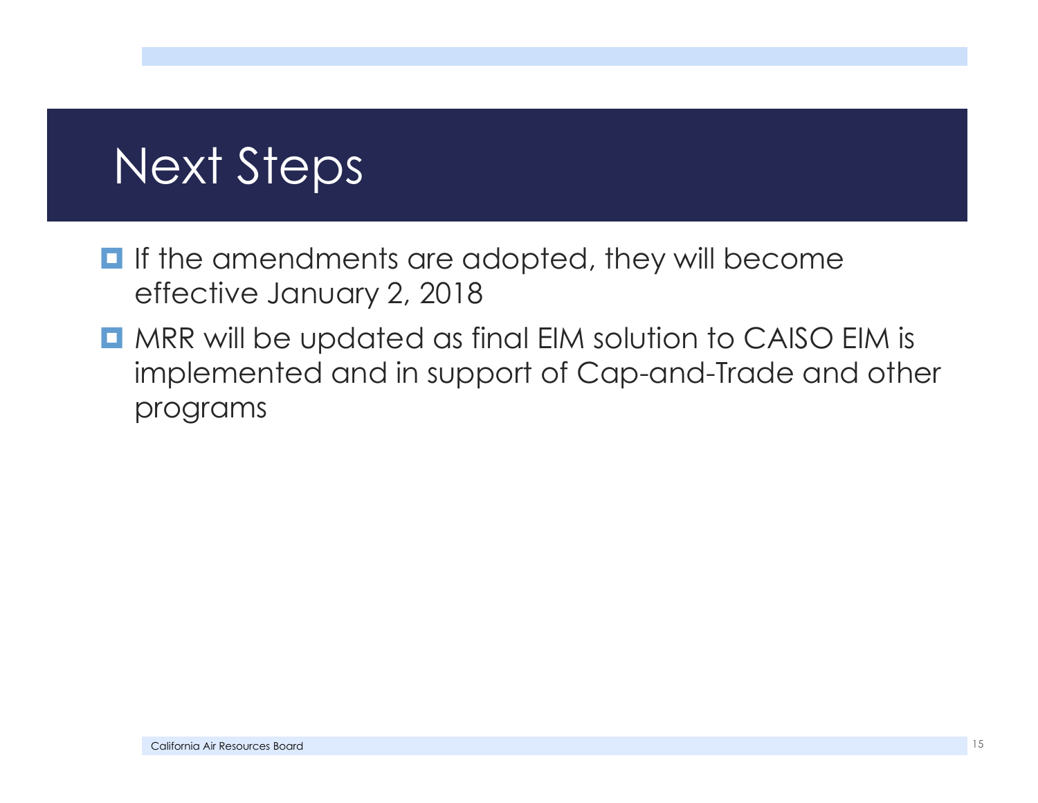# Next Steps

- If the amendments are adopted, they will become effective January 2, 2018
- MRR will be updated as final EIM solution to CAISO EIM is implemented and in support of Cap-and-Trade and other programs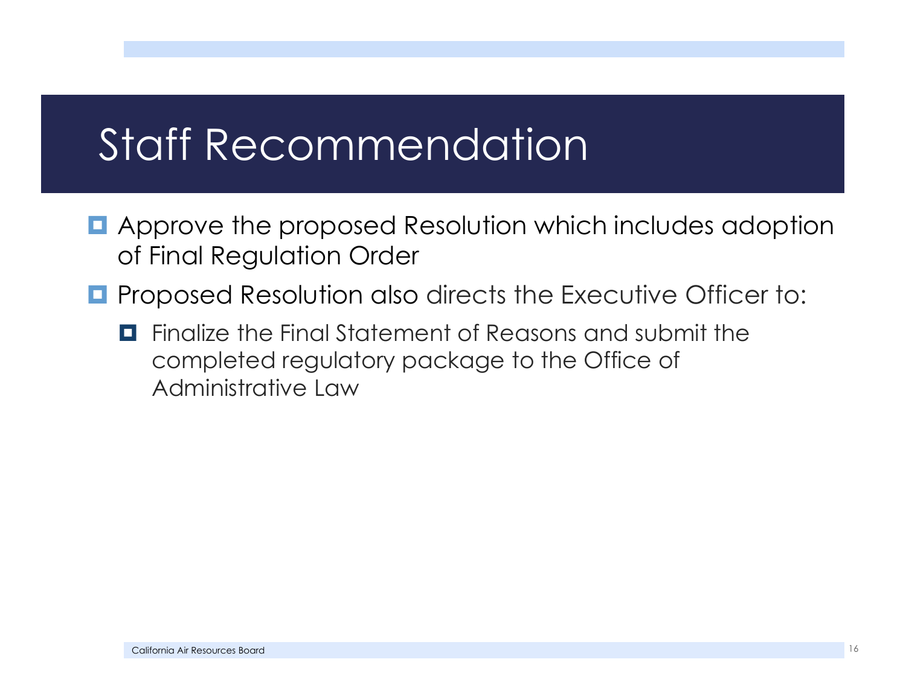# Staff Recommendation

- Approve the proposed Resolution which includes adoption of Final Regulation Order
- Proposed Resolution also directs the Executive Officer to:
  - Finalize the Final Statement of Reasons and submit the completed regulatory package to the Office of Administrative Law